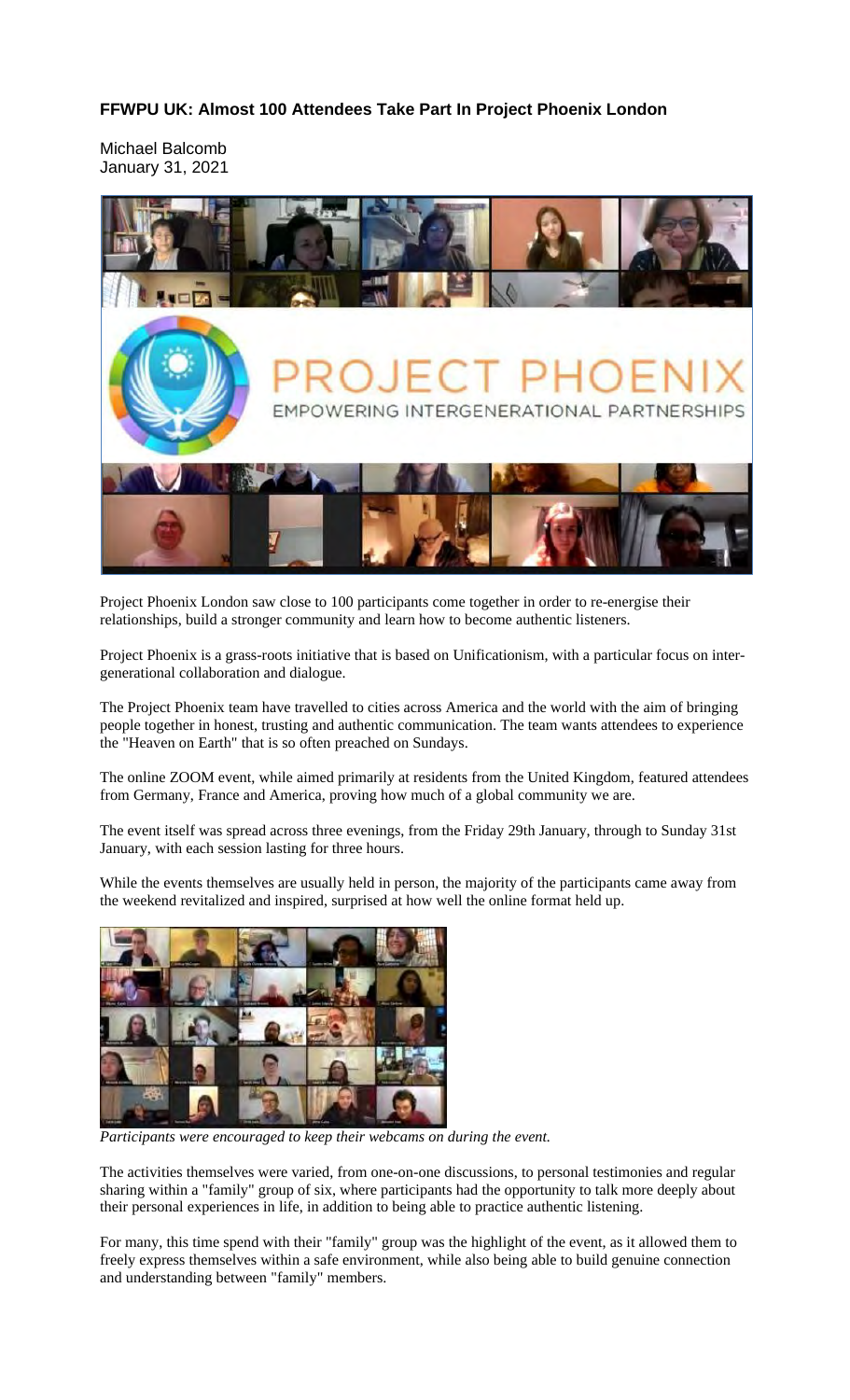**FFWPU UK: Almost 100 Attendees Take Part In Project Phoenix London**

Michael Balcomb
January 31, 2021

Project Phoenix London saw close to 100 participants come together in order to re-energise their relationships, build a stronger community and learn how to become authentic listeners.

Project Phoenix is a grass-roots initiative that is based on Unificationism, with a particular focus on inter-generational collaboration and dialogue.

The Project Phoenix team have travelled to cities across America and the world with the aim of bringing people together in honest, trusting and authentic communication. The team wants attendees to experience the "Heaven on Earth" that is so often preached on Sundays.

The online ZOOM event, while aimed primarily at residents from the United Kingdom, featured attendees from Germany, France and America, proving how much of a global community we are.

The event itself was spread across three evenings, from the Friday 29th January, through to Sunday 31st January, with each session lasting for three hours.

While the events themselves are usually held in person, the majority of the participants came away from the weekend revitalized and inspired, surprised at how well the online format held up.

*Participants were encouraged to keep their webcams on during the event.*

The activities themselves were varied, from one-on-one discussions, to personal testimonies and regular sharing within a "family" group of six, where participants had the opportunity to talk more deeply about their personal experiences in life, in addition to being able to practice authentic listening.

For many, this time spend with their "family" group was the highlight of the event, as it allowed them to freely express themselves within a safe environment, while also being able to build genuine connection and understanding between "family" members.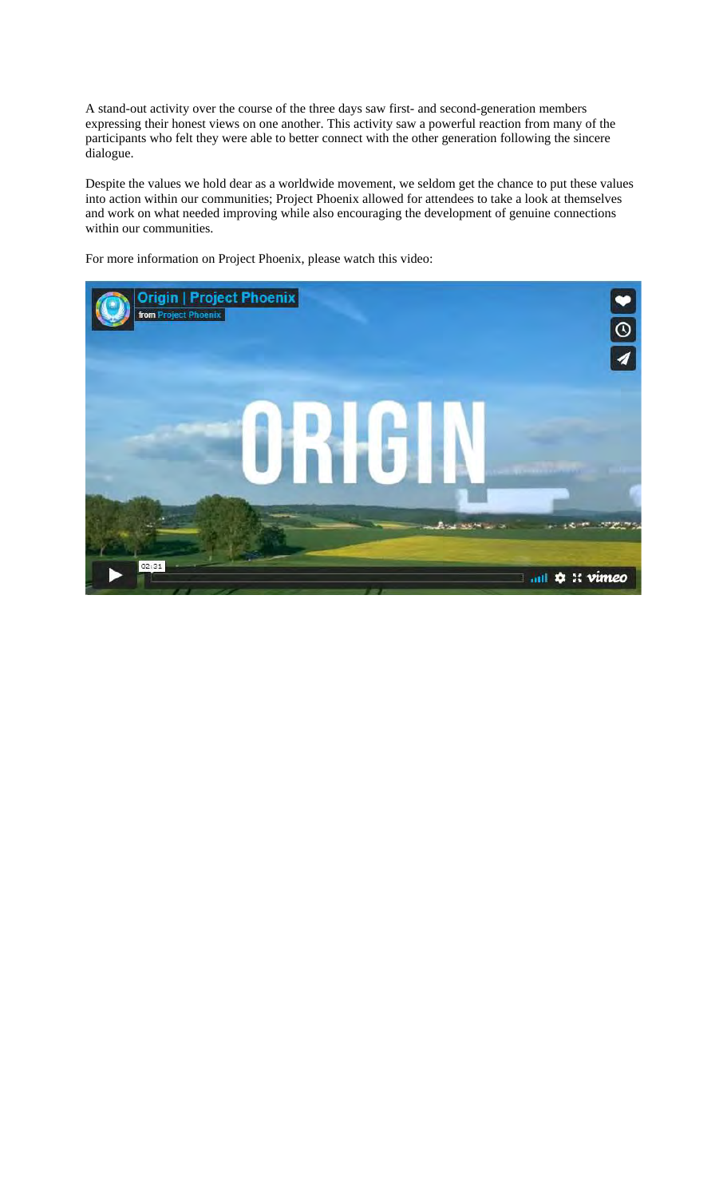A stand-out activity over the course of the three days saw first- and second-generation members expressing their honest views on one another. This activity saw a powerful reaction from many of the participants who felt they were able to better connect with the other generation following the sincere dialogue.

Despite the values we hold dear as a worldwide movement, we seldom get the chance to put these values into action within our communities; Project Phoenix allowed for attendees to take a look at themselves and work on what needed improving while also encouraging the development of genuine connections within our communities.

For more information on Project Phoenix, please watch this video: